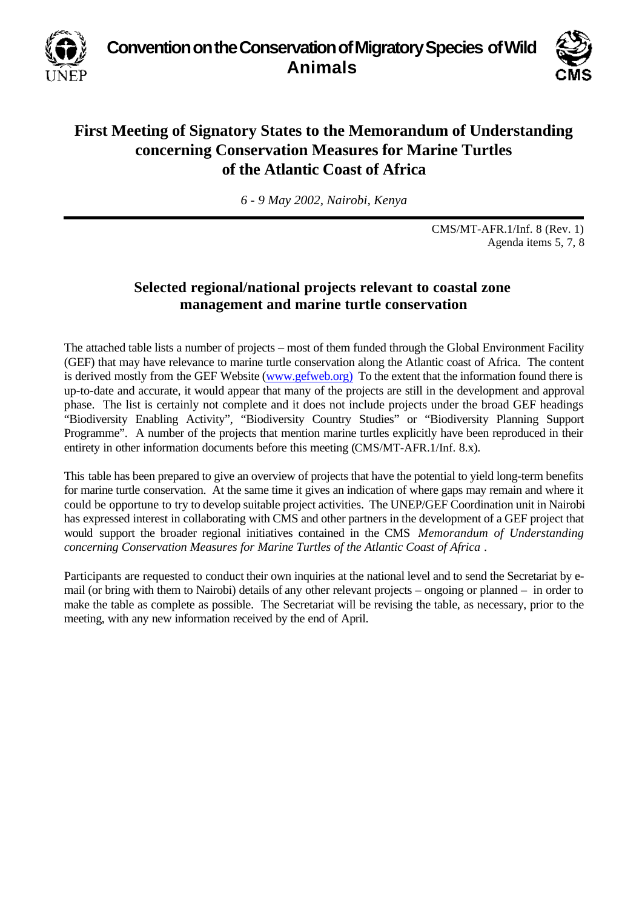# Convention on the Conservation of Migratory Species of Wild Animals

## First Meeting of Signatory States to the Memorandum of Understanding concerning Conservation Measures for Marine Turtles of the Atlantic Coast of Africa

*6 - 9 May 2002, Nairobi, Kenya*

CMS/MT-AFR.1/Inf. 8 (Rev. 1)
Agenda items 5, 7, 8

### Selected regional/national projects relevant to coastal zone management and marine turtle conservation

The attached table lists a number of projects – most of them funded through the Global Environment Facility (GEF) that may have relevance to marine turtle conservation along the Atlantic coast of Africa. The content is derived mostly from the GEF Website (www.gefweb.org) To the extent that the information found there is up-to-date and accurate, it would appear that many of the projects are still in the development and approval phase. The list is certainly not complete and it does not include projects under the broad GEF headings "Biodiversity Enabling Activity", "Biodiversity Country Studies" or "Biodiversity Planning Support Programme". A number of the projects that mention marine turtles explicitly have been reproduced in their entirety in other information documents before this meeting (CMS/MT-AFR.1/Inf. 8.x).

This table has been prepared to give an overview of projects that have the potential to yield long-term benefits for marine turtle conservation. At the same time it gives an indication of where gaps may remain and where it could be opportune to try to develop suitable project activities. The UNEP/GEF Coordination unit in Nairobi has expressed interest in collaborating with CMS and other partners in the development of a GEF project that would support the broader regional initiatives contained in the CMS *Memorandum of Understanding concerning Conservation Measures for Marine Turtles of the Atlantic Coast of Africa* .

Participants are requested to conduct their own inquiries at the national level and to send the Secretariat by e-mail (or bring with them to Nairobi) details of any other relevant projects – ongoing or planned – in order to make the table as complete as possible. The Secretariat will be revising the table, as necessary, prior to the meeting, with any new information received by the end of April.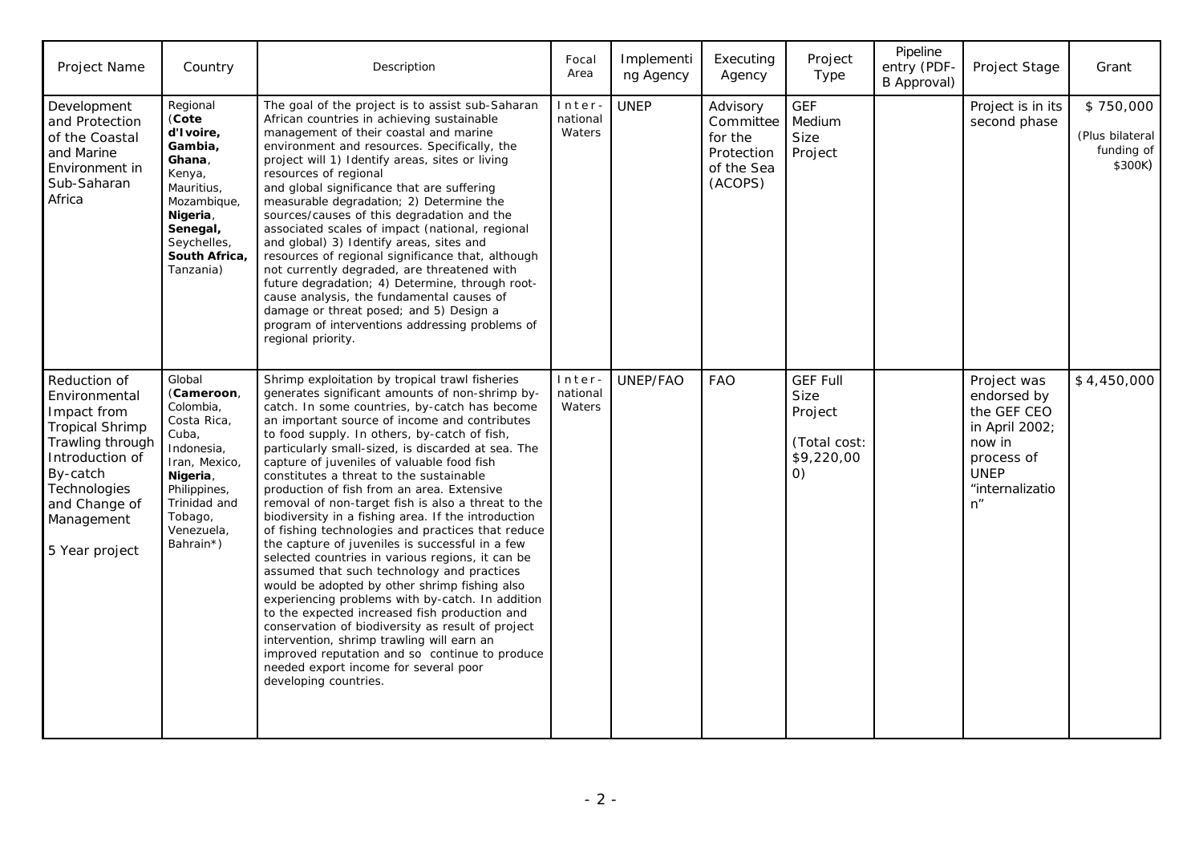| Project Name | Country | Description | Focal Area | Implementing Agency | Executing Agency | Project Type | Pipeline entry (PDF-B Approval) | Project Stage | Grant |
|---|---|---|---|---|---|---|---|---|---|
| Development and Protection of the Coastal and Marine Environment in Sub-Saharan Africa | Regional (**Cote d'Ivoire, Gambia, Ghana**, Kenya, Mauritius, Mozambique, **Nigeria, Senegal,** Seychelles, **South Africa,** Tanzania) | The goal of the project is to assist sub-Saharan African countries in achieving sustainable management of their coastal and marine environment and resources. Specifically, the project will 1) Identify areas, sites or living resources of regional and global significance that are suffering measurable degradation; 2) Determine the sources/causes of this degradation and the associated scales of impact (national, regional and global) 3) Identify areas, sites and resources of regional significance that, although not currently degraded, are threatened with future degradation; 4) Determine, through root-cause analysis, the fundamental causes of damage or threat posed; and 5) Design a program of interventions addressing problems of regional priority. | International Waters | UNEP | Advisory Committee for the Protection of the Sea (ACOPS) | GEF Medium Size Project | | Project is in its second phase | $ 750,000 (Plus bilateral funding of $300K) |
| Reduction of Environmental Impact from Tropical Shrimp Trawling through Introduction of By-catch Technologies and Change of Management<br><br>5 Year project | Global (**Cameroon**, Colombia, Costa Rica, Cuba, Indonesia, Iran, Mexico, **Nigeria**, Philippines, Trinidad and Tobago, Venezuela, Bahrain*) | Shrimp exploitation by tropical trawl fisheries generates significant amounts of non-shrimp by-catch. In some countries, by-catch has become an important source of income and contributes to food supply. In others, by-catch of fish, particularly small-sized, is discarded at sea. The capture of juveniles of valuable food fish constitutes a threat to the sustainable production of fish from an area. Extensive removal of non-target fish is also a threat to the biodiversity in a fishing area. If the introduction of fishing technologies and practices that reduce the capture of juveniles is successful in a few selected countries in various regions, it can be assumed that such technology and practices would be adopted by other shrimp fishing also experiencing problems with by-catch. In addition to the expected increased fish production and conservation of biodiversity as result of project intervention, shrimp trawling will earn an improved reputation and so continue to produce needed export income for several poor developing countries. | International Waters | UNEP/FAO | FAO | GEF Full Size Project<br><br>(Total cost: $9,220,000) | | Project was endorsed by the GEF CEO in April 2002; now in process of UNEP "internalization" | $4,450,000 |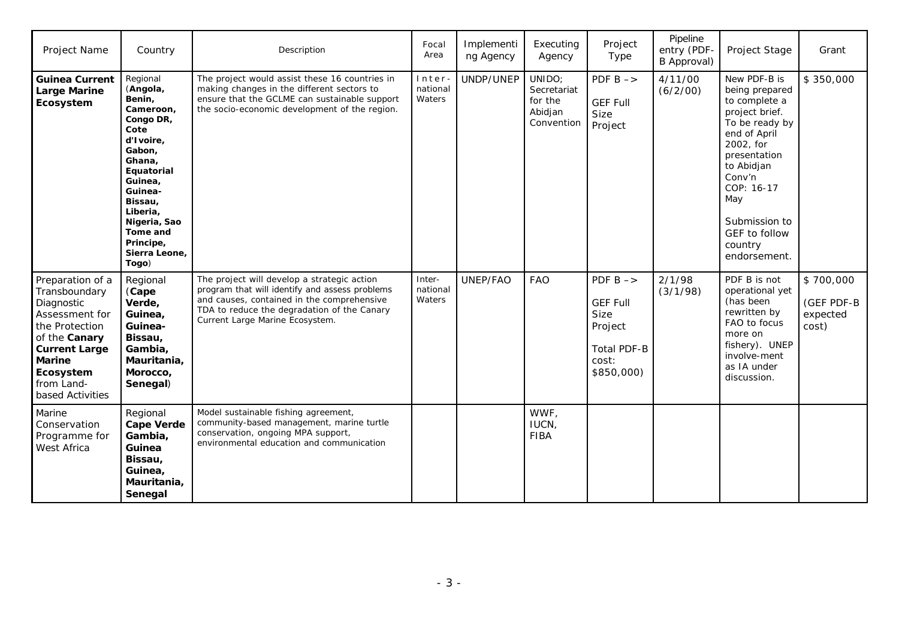| Project Name | Country | Description | Focal Area | Implementing Agency | Executing Agency | Project Type | Pipeline entry (PDF-B Approval) | Project Stage | Grant |
|---|---|---|---|---|---|---|---|---|---|
| **Guinea Current Large Marine Ecosystem** | Regional (**Angola, Benin, Cameroon, Congo DR, Cote d'Ivoire, Gabon, Ghana, Equatorial Guinea, Guinea-Bissau, Liberia, Nigeria, Sao Tome and Principe, Sierra Leone, Togo**) | The project would assist these 16 countries in making changes in the different sectors to ensure that the GCLME can sustainable support the socio-economic development of the region. | International Waters | UNDP/UNEP | UNIDO; Secretariat for the Abidjan Convention | PDF B –> GEF Full Size Project | 4/11/00 (6/2/00) | New PDF-B is being prepared to complete a project brief. To be ready by end of April 2002, for presentation to Abidjan Conv'n COP: 16-17 May<br><br>Submission to GEF to follow country endorsement. | $ 350,000 |
| Preparation of a Transboundary Diagnostic Assessment for the Protection of the **Canary Current Large Marine Ecosystem** from Land-based Activities | Regional (**Cape Verde, Guinea, Guinea-Bissau, Gambia, Mauritania, Morocco, Senegal**) | The project will develop a strategic action program that will identify and assess problems and causes, contained in the comprehensive TDA to reduce the degradation of the Canary Current Large Marine Ecosystem. | Inter-national Waters | UNEP/FAO | FAO | PDF B –> GEF Full Size Project<br><br>Total PDF-B cost: $850,000) | 2/1/98 (3/1/98) | PDF B is not operational yet (has been rewritten by FAO to focus more on fishery). UNEP involve-ment as IA under discussion. | $ 700,000 (GEF PDF-B expected cost) |
| Marine Conservation Programme for West Africa | Regional **Cape Verde Gambia, Guinea Bissau, Guinea, Mauritania, Senegal** | Model sustainable fishing agreement, community-based management, marine turtle conservation, ongoing MPA support, environmental education and communication | | | WWF, IUCN, FIBA | | | | |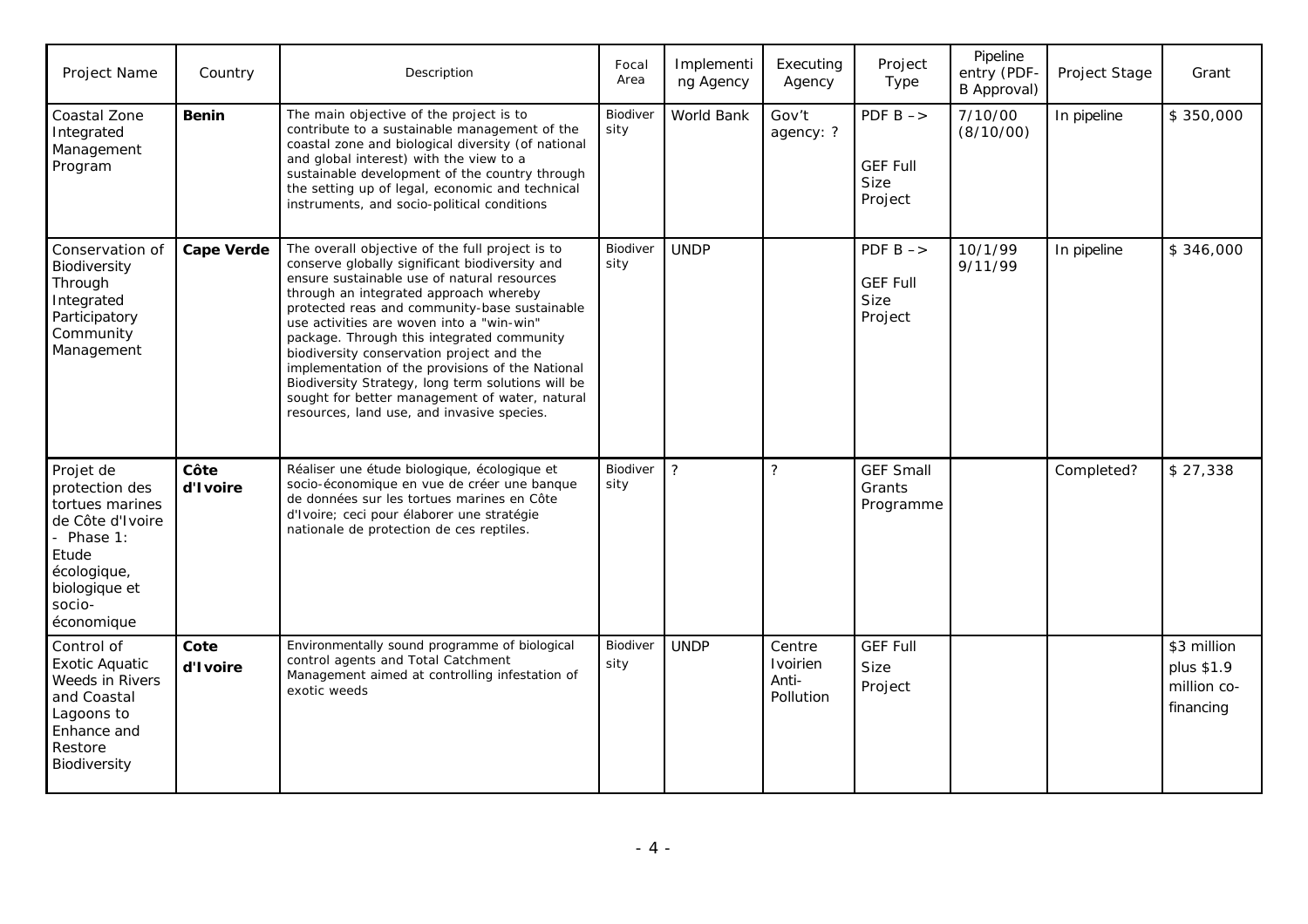| Project Name | Country | Description | Focal Area | Implementing Agency | Executing Agency | Project Type | Pipeline entry (PDF-B Approval) | Project Stage | Grant |
|---|---|---|---|---|---|---|---|---|---|
| Coastal Zone Integrated Management Program | **Benin** | The main objective of the project is to contribute to a sustainable management of the coastal zone and biological diversity (of national and global interest) with the view to a sustainable development of the country through the setting up of legal, economic and technical instruments, and socio-political conditions | Biodiversity | World Bank | Gov't agency: ? | PDF B –> GEF Full Size Project | 7/10/00 (8/10/00) | In pipeline | $ 350,000 |
| Conservation of Biodiversity Through Integrated Participatory Community Management | **Cape Verde** | The overall objective of the full project is to conserve globally significant biodiversity and ensure sustainable use of natural resources through an integrated approach whereby protected reas and community-base sustainable use activities are woven into a "win-win" package. Through this integrated community biodiversity conservation project and the implementation of the provisions of the National Biodiversity Strategy, long term solutions will be sought for better management of water, natural resources, land use, and invasive species. | Biodiversity | UNDP | | PDF B –> GEF Full Size Project | 10/1/99 9/11/99 | In pipeline | $ 346,000 |
| Projet de protection des tortues marines de Côte d'Ivoire - Phase 1: Etude écologique, biologique et socio-économique | **Côte d'Ivoire** | Réaliser une étude biologique, écologique et socio-économique en vue de créer une banque de données sur les tortues marines en Côte d'Ivoire; ceci pour élaborer une stratégie nationale de protection de ces reptiles. | Biodiversity | ? | ? | GEF Small Grants Programme | | Completed? | $ 27,338 |
| Control of Exotic Aquatic Weeds in Rivers and Coastal Lagoons to Enhance and Restore Biodiversity | **Cote d'Ivoire** | Environmentally sound programme of biological control agents and Total Catchment Management aimed at controlling infestation of exotic weeds | Biodiversity | UNDP | Centre Ivoirien Anti-Pollution | GEF Full Size Project | | | $3 million plus $1.9 million co-financing |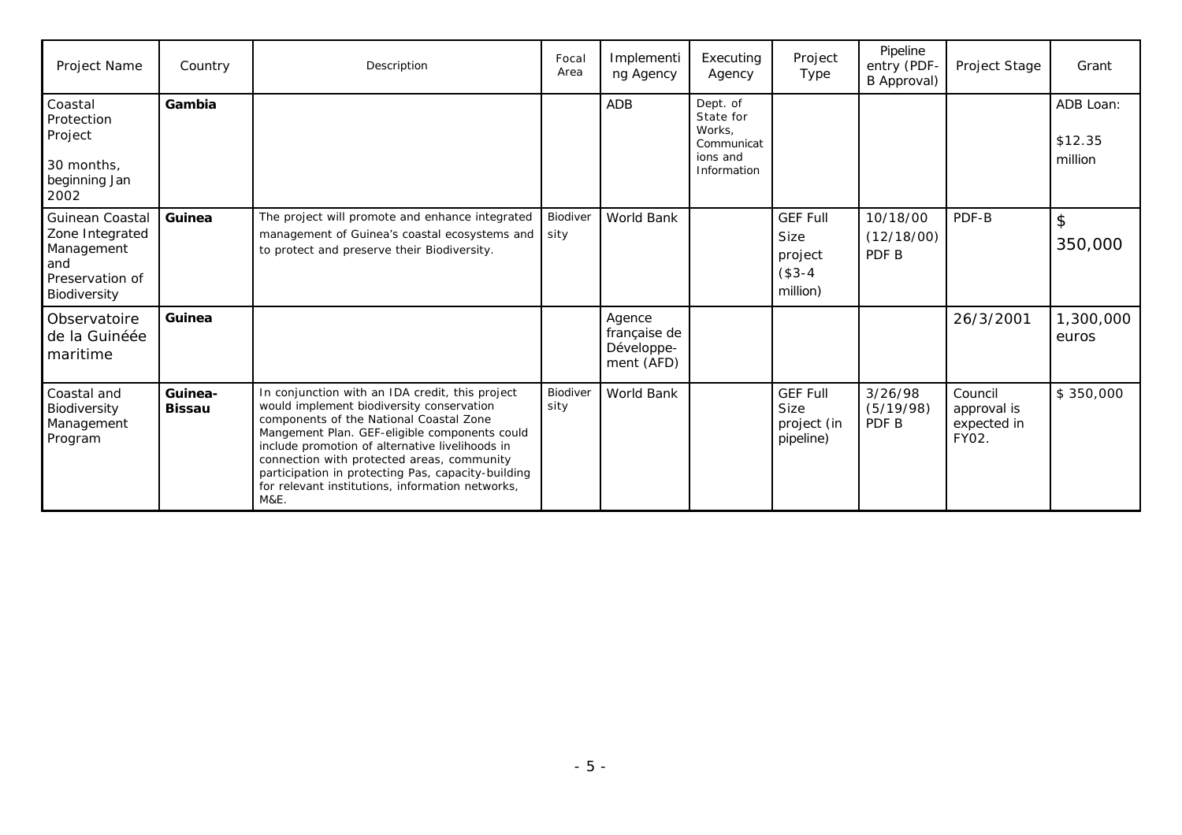| Project Name | Country | Description | Focal Area | Implementing Agency | Executing Agency | Project Type | Pipeline entry (PDF-B Approval) | Project Stage | Grant |
|---|---|---|---|---|---|---|---|---|---|
| Coastal Protection Project<br><br>30 months, beginning Jan 2002 | **Gambia** | | | ADB | Dept. of State for Works, Communications and Information | | | | ADB Loan:<br><br>$12.35 million |
| Guinean Coastal Zone Integrated Management and Preservation of Biodiversity | **Guinea** | The project will promote and enhance integrated management of Guinea's coastal ecosystems and to protect and preserve their Biodiversity. | Biodiversity | World Bank | | GEF Full Size project ($3-4 million) | 10/18/00 (12/18/00) PDF B | PDF-B | $ 350,000 |
| Observatoire de la Guinéée maritime | **Guinea** | | | Agence française de Développement (AFD) | | | | 26/3/2001 | 1,300,000 euros |
| Coastal and Biodiversity Management Program | **Guinea-Bissau** | In conjunction with an IDA credit, this project would implement biodiversity conservation components of the National Coastal Zone Mangement Plan. GEF-eligible components could include promotion of alternative livelihoods in connection with protected areas, community participation in protecting Pas, capacity-building for relevant institutions, information networks, M&E. | Biodiversity | World Bank | | GEF Full Size project (in pipeline) | 3/26/98 (5/19/98) PDF B | Council approval is expected in FY02. | $ 350,000 |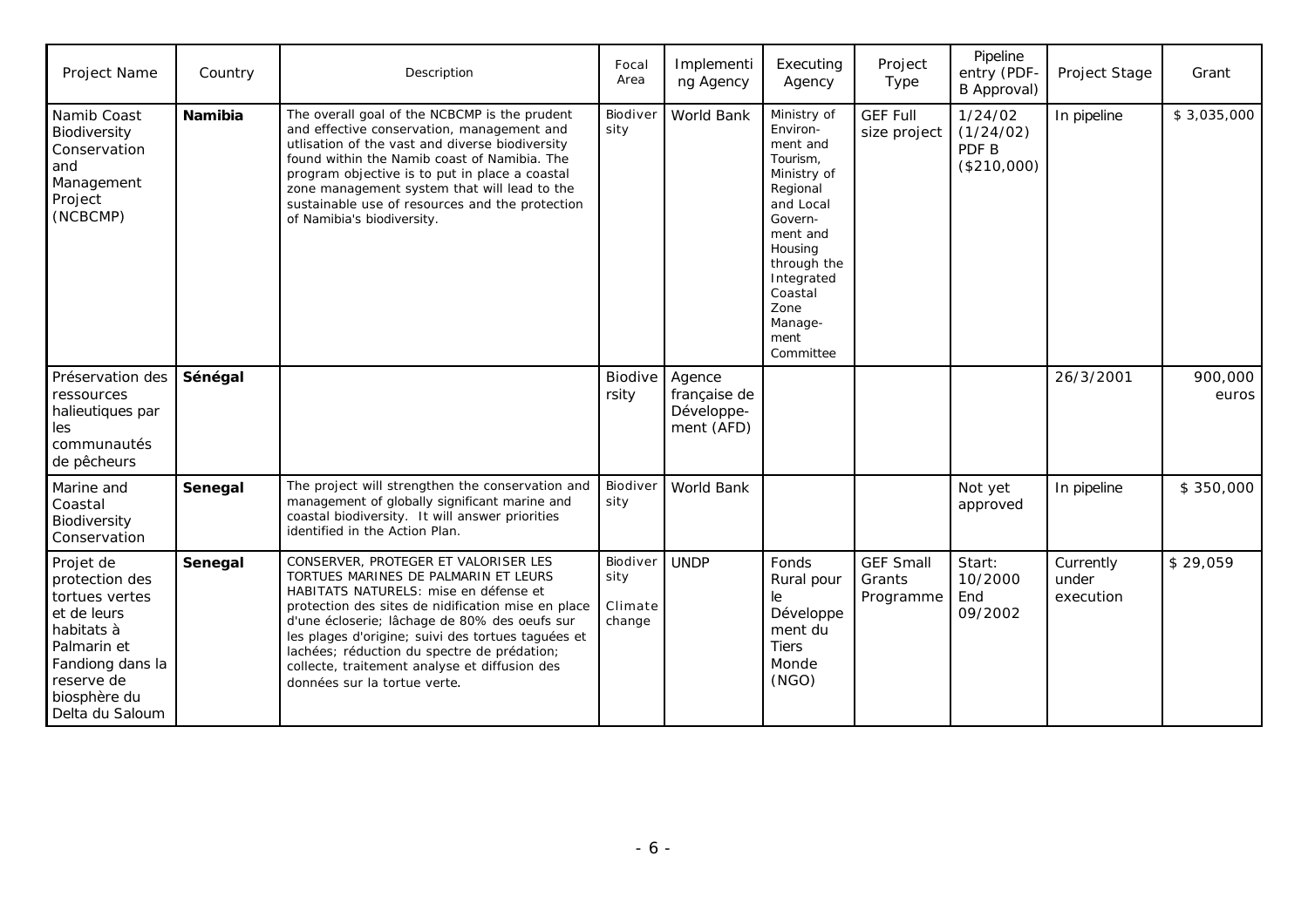| Project Name | Country | Description | Focal Area | Implementing Agency | Executing Agency | Project Type | Pipeline entry (PDF-B Approval) | Project Stage | Grant |
|---|---|---|---|---|---|---|---|---|---|
| Namib Coast Biodiversity Conservation and Management Project (NCBCMP) | **Namibia** | The overall goal of the NCBCMP is the prudent and effective conservation, management and utlisation of the vast and diverse biodiversity found within the Namib coast of Namibia. The program objective is to put in place a coastal zone management system that will lead to the sustainable use of resources and the protection of Namibia's biodiversity. | Biodiversity | World Bank | Ministry of Environment and Tourism, Ministry of Regional and Local Government and Housing through the Integrated Coastal Zone Management Committee | GEF Full size project | 1/24/02 (1/24/02) PDF B ($210,000) | In pipeline | $ 3,035,000 |
| Préservation des ressources halieutiques par les communautés de pêcheurs | **Sénégal** | | Biodiversity | Agence française de Développement (AFD) | | | | 26/3/2001 | 900,000 euros |
| Marine and Coastal Biodiversity Conservation | **Senegal** | The project will strengthen the conservation and management of globally significant marine and coastal biodiversity. It will answer priorities identified in the Action Plan. | Biodiversity | World Bank | | | Not yet approved | In pipeline | $ 350,000 |
| Projet de protection des tortues vertes et de leurs habitats à Palmarin et Fandiong dans la reserve de biosphère du Delta du Saloum | **Senegal** | CONSERVER, PROTEGER ET VALORISER LES TORTUES MARINES DE PALMARIN ET LEURS HABITATS NATURELS: mise en défense et protection des sites de nidification mise en place d'une écloserie; lâchage de 80% des oeufs sur les plages d'origine; suivi des tortues taguées et lachées; réduction du spectre de prédation; collecte, traitement analyse et diffusion des données sur la tortue verte. | Biodiversity Climate change | UNDP | Fonds Rural pour le Développement du Tiers Monde (NGO) | GEF Small Grants Programme | Start: 10/2000 End 09/2002 | Currently under execution | $ 29,059 |